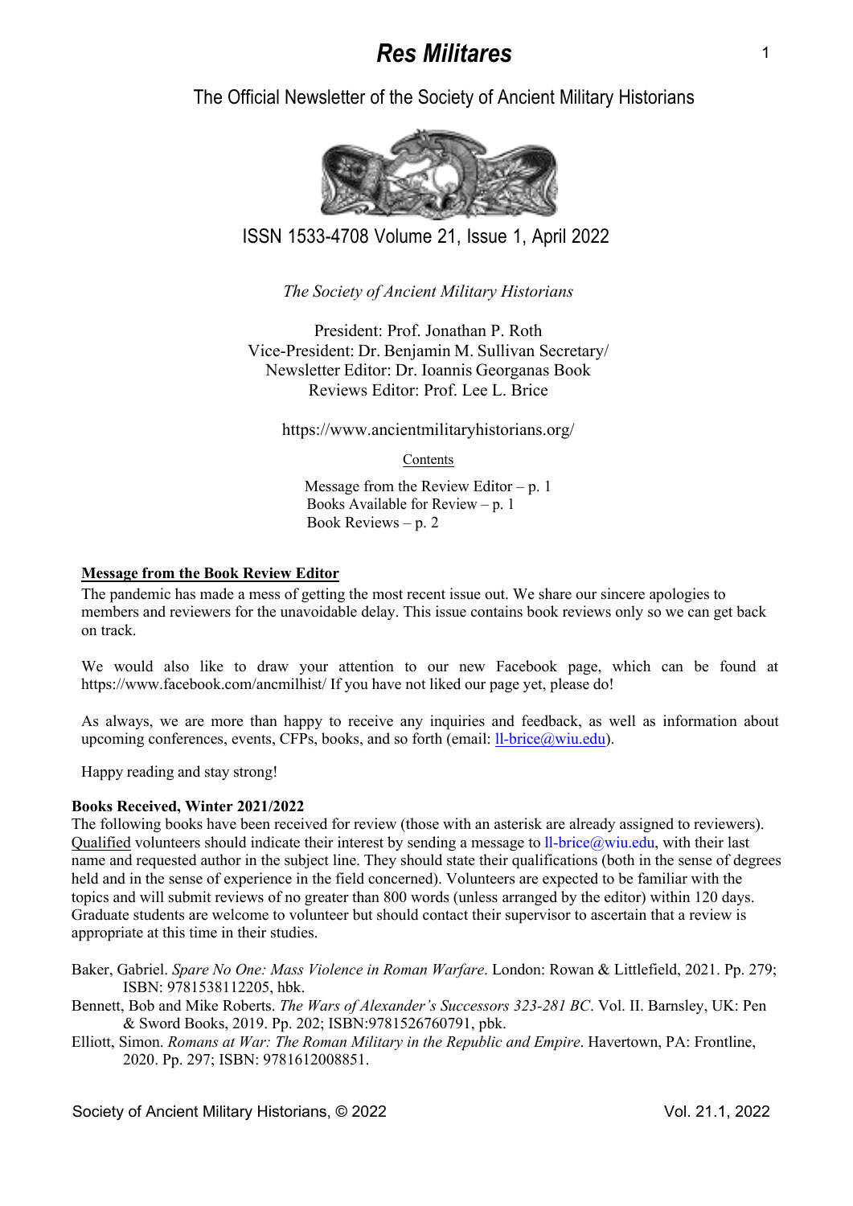# *Res Militares*

The Official Newsletter of the Society of Ancient Military Historians

ISSN 1533-4708 Volume 21, Issue 1, April 2022

*The Society of Ancient Military Historians*

President: Prof. Jonathan P. Roth
Vice-President: Dr. Benjamin M. Sullivan Secretary/
Newsletter Editor: Dr. Ioannis Georganas Book
Reviews Editor: Prof. Lee L. Brice

https://www.ancientmilitaryhistorians.org/

Contents

Message from the Review Editor – p. 1
Books Available for Review – p. 1
Book Reviews – p. 2

**Message from the Book Review Editor**

The pandemic has made a mess of getting the most recent issue out. We share our sincere apologies to members and reviewers for the unavoidable delay. This issue contains book reviews only so we can get back on track.

We would also like to draw your attention to our new Facebook page, which can be found at https://www.facebook.com/ancmilhist/ If you have not liked our page yet, please do!

As always, we are more than happy to receive any inquiries and feedback, as well as information about upcoming conferences, events, CFPs, books, and so forth (email: ll-brice@wiu.edu).

Happy reading and stay strong!

**Books Received, Winter 2021/2022**

The following books have been received for review (those with an asterisk are already assigned to reviewers). Qualified volunteers should indicate their interest by sending a message to ll-brice@wiu.edu, with their last name and requested author in the subject line. They should state their qualifications (both in the sense of degrees held and in the sense of experience in the field concerned). Volunteers are expected to be familiar with the topics and will submit reviews of no greater than 800 words (unless arranged by the editor) within 120 days. Graduate students are welcome to volunteer but should contact their supervisor to ascertain that a review is appropriate at this time in their studies.

Baker, Gabriel. *Spare No One: Mass Violence in Roman Warfare*. London: Rowan & Littlefield, 2021. Pp. 279; ISBN: 9781538112205, hbk.

Bennett, Bob and Mike Roberts. *The Wars of Alexander's Successors 323-281 BC*. Vol. II. Barnsley, UK: Pen & Sword Books, 2019. Pp. 202; ISBN:9781526760791, pbk.

Elliott, Simon. *Romans at War: The Roman Military in the Republic and Empire*. Havertown, PA: Frontline, 2020. Pp. 297; ISBN: 9781612008851.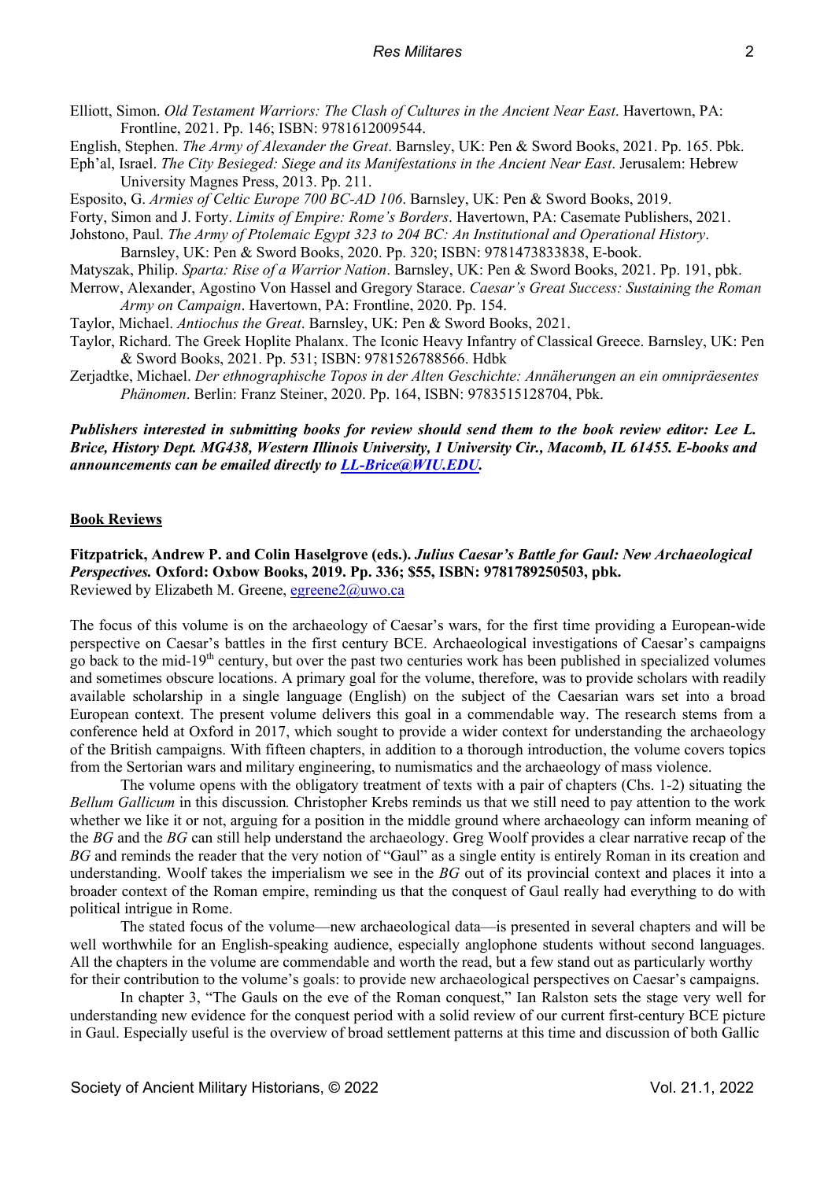Elliott, Simon. *Old Testament Warriors: The Clash of Cultures in the Ancient Near East*. Havertown, PA: Frontline, 2021. Pp. 146; ISBN: 9781612009544.

English, Stephen. *The Army of Alexander the Great*. Barnsley, UK: Pen & Sword Books, 2021. Pp. 165. Pbk.

Eph'al, Israel. *The City Besieged: Siege and its Manifestations in the Ancient Near East*. Jerusalem: Hebrew University Magnes Press, 2013. Pp. 211.

Esposito, G. *Armies of Celtic Europe 700 BC-AD 106*. Barnsley, UK: Pen & Sword Books, 2019.

Forty, Simon and J. Forty. *Limits of Empire: Rome's Borders*. Havertown, PA: Casemate Publishers, 2021.

Johstono, Paul. *The Army of Ptolemaic Egypt 323 to 204 BC: An Institutional and Operational History*. Barnsley, UK: Pen & Sword Books, 2020. Pp. 320; ISBN: 9781473833838, E-book.

Matyszak, Philip. *Sparta: Rise of a Warrior Nation*. Barnsley, UK: Pen & Sword Books, 2021. Pp. 191, pbk.

Merrow, Alexander, Agostino Von Hassel and Gregory Starace. *Caesar's Great Success: Sustaining the Roman Army on Campaign*. Havertown, PA: Frontline, 2020. Pp. 154.

Taylor, Michael. *Antiochus the Great*. Barnsley, UK: Pen & Sword Books, 2021.

Taylor, Richard. The Greek Hoplite Phalanx. The Iconic Heavy Infantry of Classical Greece. Barnsley, UK: Pen & Sword Books, 2021. Pp. 531; ISBN: 9781526788566. Hdbk

Zerjadtke, Michael. *Der ethnographische Topos in der Alten Geschichte: Annäherungen an ein omnipräesentes Phänomen*. Berlin: Franz Steiner, 2020. Pp. 164, ISBN: 9783515128704, Pbk.

***Publishers interested in submitting books for review should send them to the book review editor: Lee L. Brice, History Dept. MG438, Western Illinois University, 1 University Cir., Macomb, IL 61455. E-books and announcements can be emailed directly to LL-Brice@WIU.EDU.***

## Book Reviews

**Fitzpatrick, Andrew P. and Colin Haselgrove (eds.). *Julius Caesar's Battle for Gaul: New Archaeological Perspectives.* Oxford: Oxbow Books, 2019. Pp. 336; $55, ISBN: 9781789250503, pbk.**
Reviewed by Elizabeth M. Greene, egreene2@uwo.ca

The focus of this volume is on the archaeology of Caesar's wars, for the first time providing a European-wide perspective on Caesar's battles in the first century BCE. Archaeological investigations of Caesar's campaigns go back to the mid-19th century, but over the past two centuries work has been published in specialized volumes and sometimes obscure locations. A primary goal for the volume, therefore, was to provide scholars with readily available scholarship in a single language (English) on the subject of the Caesarian wars set into a broad European context. The present volume delivers this goal in a commendable way. The research stems from a conference held at Oxford in 2017, which sought to provide a wider context for understanding the archaeology of the British campaigns. With fifteen chapters, in addition to a thorough introduction, the volume covers topics from the Sertorian wars and military engineering, to numismatics and the archaeology of mass violence.

The volume opens with the obligatory treatment of texts with a pair of chapters (Chs. 1-2) situating the *Bellum Gallicum* in this discussion*.* Christopher Krebs reminds us that we still need to pay attention to the work whether we like it or not, arguing for a position in the middle ground where archaeology can inform meaning of the *BG* and the *BG* can still help understand the archaeology. Greg Woolf provides a clear narrative recap of the *BG* and reminds the reader that the very notion of "Gaul" as a single entity is entirely Roman in its creation and understanding. Woolf takes the imperialism we see in the *BG* out of its provincial context and places it into a broader context of the Roman empire, reminding us that the conquest of Gaul really had everything to do with political intrigue in Rome.

The stated focus of the volume—new archaeological data—is presented in several chapters and will be well worthwhile for an English-speaking audience, especially anglophone students without second languages. All the chapters in the volume are commendable and worth the read, but a few stand out as particularly worthy for their contribution to the volume's goals: to provide new archaeological perspectives on Caesar's campaigns.

In chapter 3, "The Gauls on the eve of the Roman conquest," Ian Ralston sets the stage very well for understanding new evidence for the conquest period with a solid review of our current first-century BCE picture in Gaul. Especially useful is the overview of broad settlement patterns at this time and discussion of both Gallic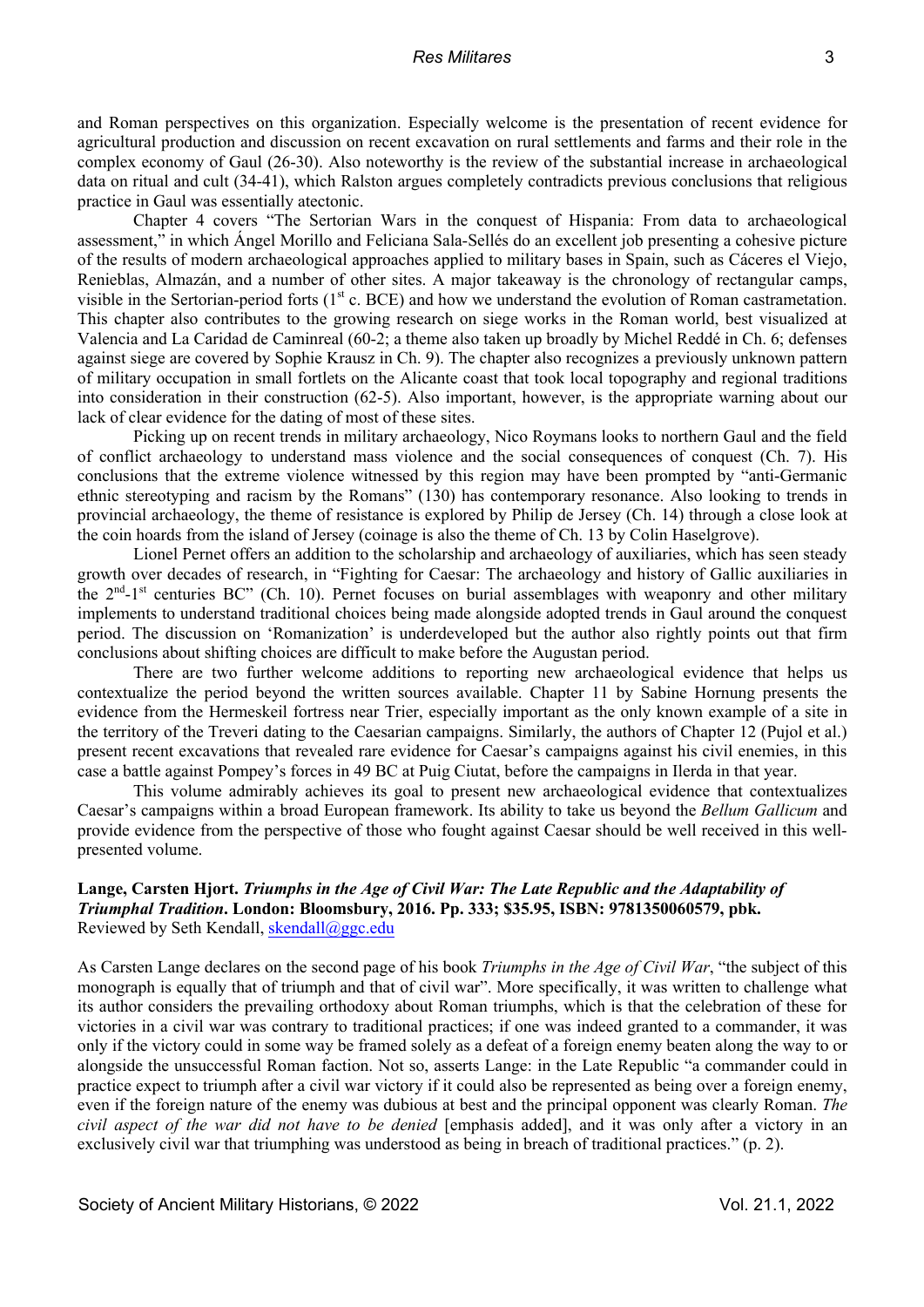and Roman perspectives on this organization. Especially welcome is the presentation of recent evidence for agricultural production and discussion on recent excavation on rural settlements and farms and their role in the complex economy of Gaul (26-30). Also noteworthy is the review of the substantial increase in archaeological data on ritual and cult (34-41), which Ralston argues completely contradicts previous conclusions that religious practice in Gaul was essentially atectonic.

Chapter 4 covers "The Sertorian Wars in the conquest of Hispania: From data to archaeological assessment," in which Ángel Morillo and Feliciana Sala-Sellés do an excellent job presenting a cohesive picture of the results of modern archaeological approaches applied to military bases in Spain, such as Cáceres el Viejo, Renieblas, Almazán, and a number of other sites. A major takeaway is the chronology of rectangular camps, visible in the Sertorian-period forts (1st c. BCE) and how we understand the evolution of Roman castrametation. This chapter also contributes to the growing research on siege works in the Roman world, best visualized at Valencia and La Caridad de Caminreal (60-2; a theme also taken up broadly by Michel Reddé in Ch. 6; defenses against siege are covered by Sophie Krausz in Ch. 9). The chapter also recognizes a previously unknown pattern of military occupation in small fortlets on the Alicante coast that took local topography and regional traditions into consideration in their construction (62-5). Also important, however, is the appropriate warning about our lack of clear evidence for the dating of most of these sites.

Picking up on recent trends in military archaeology, Nico Roymans looks to northern Gaul and the field of conflict archaeology to understand mass violence and the social consequences of conquest (Ch. 7). His conclusions that the extreme violence witnessed by this region may have been prompted by "anti-Germanic ethnic stereotyping and racism by the Romans" (130) has contemporary resonance. Also looking to trends in provincial archaeology, the theme of resistance is explored by Philip de Jersey (Ch. 14) through a close look at the coin hoards from the island of Jersey (coinage is also the theme of Ch. 13 by Colin Haselgrove).

Lionel Pernet offers an addition to the scholarship and archaeology of auxiliaries, which has seen steady growth over decades of research, in "Fighting for Caesar: The archaeology and history of Gallic auxiliaries in the 2nd-1st centuries BC" (Ch. 10). Pernet focuses on burial assemblages with weaponry and other military implements to understand traditional choices being made alongside adopted trends in Gaul around the conquest period. The discussion on 'Romanization' is underdeveloped but the author also rightly points out that firm conclusions about shifting choices are difficult to make before the Augustan period.

There are two further welcome additions to reporting new archaeological evidence that helps us contextualize the period beyond the written sources available. Chapter 11 by Sabine Hornung presents the evidence from the Hermeskeil fortress near Trier, especially important as the only known example of a site in the territory of the Treveri dating to the Caesarian campaigns. Similarly, the authors of Chapter 12 (Pujol et al.) present recent excavations that revealed rare evidence for Caesar's campaigns against his civil enemies, in this case a battle against Pompey's forces in 49 BC at Puig Ciutat, before the campaigns in Ilerda in that year.

This volume admirably achieves its goal to present new archaeological evidence that contextualizes Caesar's campaigns within a broad European framework. Its ability to take us beyond the *Bellum Gallicum* and provide evidence from the perspective of those who fought against Caesar should be well received in this well-presented volume.

**Lange, Carsten Hjort. *Triumphs in the Age of Civil War: The Late Republic and the Adaptability of Triumphal Tradition*. London: Bloomsbury, 2016. Pp. 333; $35.95, ISBN: 9781350060579, pbk.**
Reviewed by Seth Kendall, skendall@ggc.edu

As Carsten Lange declares on the second page of his book *Triumphs in the Age of Civil War*, "the subject of this monograph is equally that of triumph and that of civil war". More specifically, it was written to challenge what its author considers the prevailing orthodoxy about Roman triumphs, which is that the celebration of these for victories in a civil war was contrary to traditional practices; if one was indeed granted to a commander, it was only if the victory could in some way be framed solely as a defeat of a foreign enemy beaten along the way to or alongside the unsuccessful Roman faction. Not so, asserts Lange: in the Late Republic "a commander could in practice expect to triumph after a civil war victory if it could also be represented as being over a foreign enemy, even if the foreign nature of the enemy was dubious at best and the principal opponent was clearly Roman. *The civil aspect of the war did not have to be denied* [emphasis added], and it was only after a victory in an exclusively civil war that triumphing was understood as being in breach of traditional practices." (p. 2).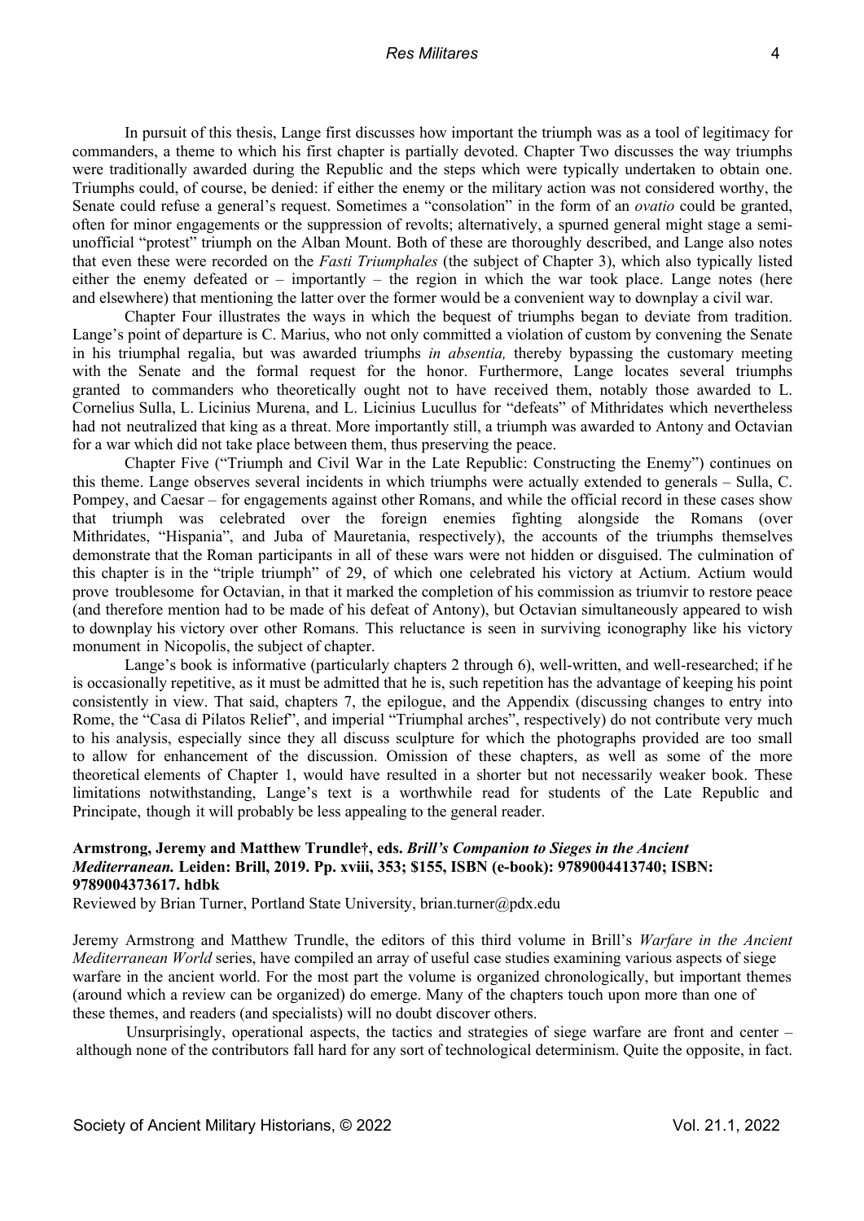In pursuit of this thesis, Lange first discusses how important the triumph was as a tool of legitimacy for commanders, a theme to which his first chapter is partially devoted. Chapter Two discusses the way triumphs were traditionally awarded during the Republic and the steps which were typically undertaken to obtain one. Triumphs could, of course, be denied: if either the enemy or the military action was not considered worthy, the Senate could refuse a general's request. Sometimes a "consolation" in the form of an *ovatio* could be granted, often for minor engagements or the suppression of revolts; alternatively, a spurned general might stage a semi-unofficial "protest" triumph on the Alban Mount. Both of these are thoroughly described, and Lange also notes that even these were recorded on the *Fasti Triumphales* (the subject of Chapter 3), which also typically listed either the enemy defeated or – importantly – the region in which the war took place. Lange notes (here and elsewhere) that mentioning the latter over the former would be a convenient way to downplay a civil war.

Chapter Four illustrates the ways in which the bequest of triumphs began to deviate from tradition. Lange's point of departure is C. Marius, who not only committed a violation of custom by convening the Senate in his triumphal regalia, but was awarded triumphs *in absentia,* thereby bypassing the customary meeting with the Senate and the formal request for the honor. Furthermore, Lange locates several triumphs granted to commanders who theoretically ought not to have received them, notably those awarded to L. Cornelius Sulla, L. Licinius Murena, and L. Licinius Lucullus for "defeats" of Mithridates which nevertheless had not neutralized that king as a threat. More importantly still, a triumph was awarded to Antony and Octavian for a war which did not take place between them, thus preserving the peace.

Chapter Five ("Triumph and Civil War in the Late Republic: Constructing the Enemy") continues on this theme. Lange observes several incidents in which triumphs were actually extended to generals – Sulla, C. Pompey, and Caesar – for engagements against other Romans, and while the official record in these cases show that triumph was celebrated over the foreign enemies fighting alongside the Romans (over Mithridates, "Hispania", and Juba of Mauretania, respectively), the accounts of the triumphs themselves demonstrate that the Roman participants in all of these wars were not hidden or disguised. The culmination of this chapter is in the "triple triumph" of 29, of which one celebrated his victory at Actium. Actium would prove troublesome for Octavian, in that it marked the completion of his commission as triumvir to restore peace (and therefore mention had to be made of his defeat of Antony), but Octavian simultaneously appeared to wish to downplay his victory over other Romans. This reluctance is seen in surviving iconography like his victory monument in Nicopolis, the subject of chapter.

Lange's book is informative (particularly chapters 2 through 6), well-written, and well-researched; if he is occasionally repetitive, as it must be admitted that he is, such repetition has the advantage of keeping his point consistently in view. That said, chapters 7, the epilogue, and the Appendix (discussing changes to entry into Rome, the "Casa di Pilatos Relief", and imperial "Triumphal arches", respectively) do not contribute very much to his analysis, especially since they all discuss sculpture for which the photographs provided are too small to allow for enhancement of the discussion. Omission of these chapters, as well as some of the more theoretical elements of Chapter 1, would have resulted in a shorter but not necessarily weaker book. These limitations notwithstanding, Lange's text is a worthwhile read for students of the Late Republic and Principate, though it will probably be less appealing to the general reader.

**Armstrong, Jeremy and Matthew Trundle†, eds. *Brill's Companion to Sieges in the Ancient Mediterranean.* Leiden: Brill, 2019. Pp. xviii, 353; $155, ISBN (e-book): 9789004413740; ISBN: 9789004373617. hdbk**

Reviewed by Brian Turner, Portland State University, brian.turner@pdx.edu

Jeremy Armstrong and Matthew Trundle, the editors of this third volume in Brill's *Warfare in the Ancient Mediterranean World* series, have compiled an array of useful case studies examining various aspects of siege warfare in the ancient world. For the most part the volume is organized chronologically, but important themes (around which a review can be organized) do emerge. Many of the chapters touch upon more than one of these themes, and readers (and specialists) will no doubt discover others.

Unsurprisingly, operational aspects, the tactics and strategies of siege warfare are front and center – although none of the contributors fall hard for any sort of technological determinism. Quite the opposite, in fact.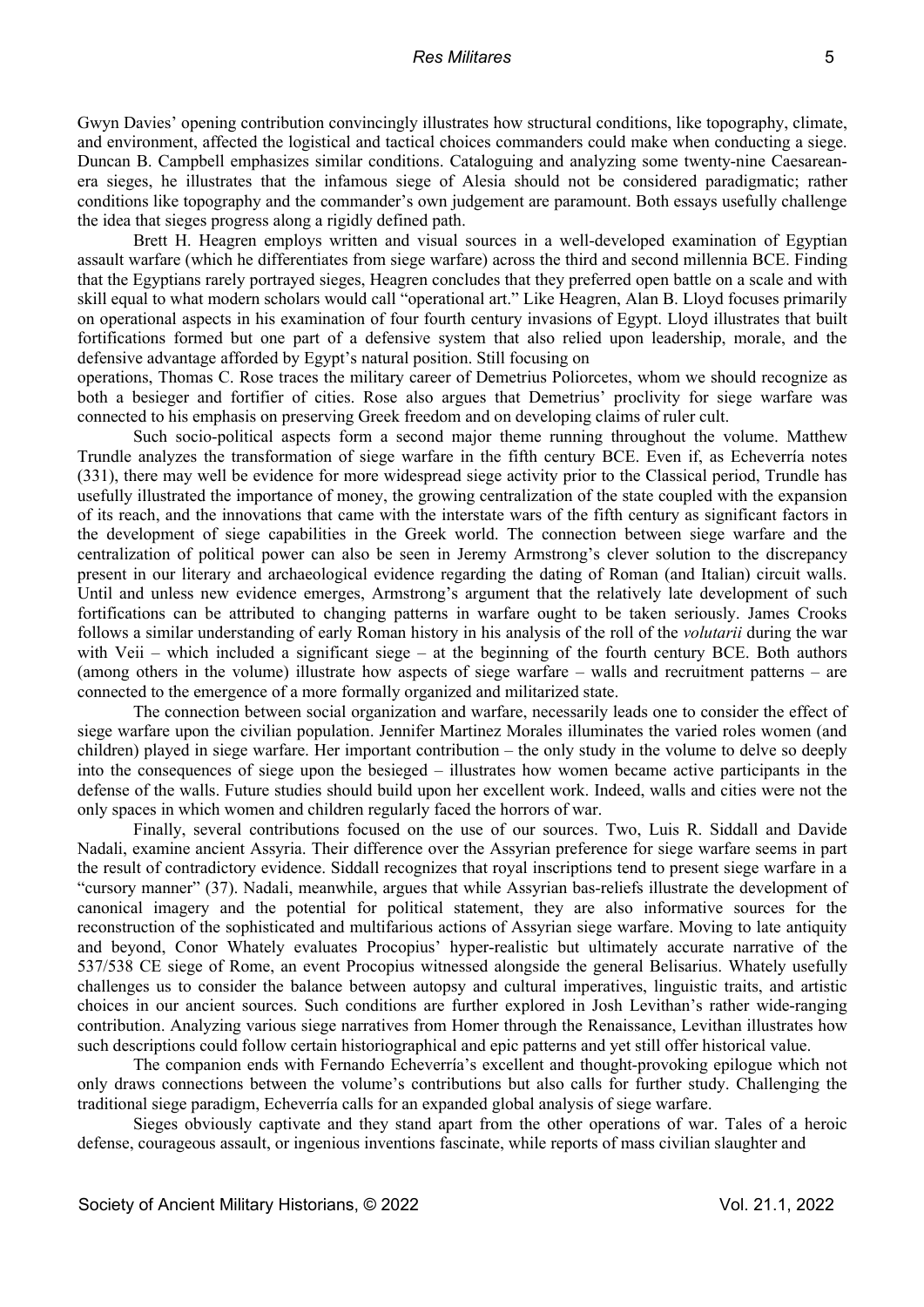Gwyn Davies' opening contribution convincingly illustrates how structural conditions, like topography, climate, and environment, affected the logistical and tactical choices commanders could make when conducting a siege. Duncan B. Campbell emphasizes similar conditions. Cataloguing and analyzing some twenty-nine Caesarean-era sieges, he illustrates that the infamous siege of Alesia should not be considered paradigmatic; rather conditions like topography and the commander's own judgement are paramount. Both essays usefully challenge the idea that sieges progress along a rigidly defined path.

Brett H. Heagren employs written and visual sources in a well-developed examination of Egyptian assault warfare (which he differentiates from siege warfare) across the third and second millennia BCE. Finding that the Egyptians rarely portrayed sieges, Heagren concludes that they preferred open battle on a scale and with skill equal to what modern scholars would call "operational art." Like Heagren, Alan B. Lloyd focuses primarily on operational aspects in his examination of four fourth century invasions of Egypt. Lloyd illustrates that built fortifications formed but one part of a defensive system that also relied upon leadership, morale, and the defensive advantage afforded by Egypt's natural position. Still focusing on operations, Thomas C. Rose traces the military career of Demetrius Poliorcetes, whom we should recognize as both a besieger and fortifier of cities. Rose also argues that Demetrius' proclivity for siege warfare was connected to his emphasis on preserving Greek freedom and on developing claims of ruler cult.

Such socio-political aspects form a second major theme running throughout the volume. Matthew Trundle analyzes the transformation of siege warfare in the fifth century BCE. Even if, as Echeverría notes (331), there may well be evidence for more widespread siege activity prior to the Classical period, Trundle has usefully illustrated the importance of money, the growing centralization of the state coupled with the expansion of its reach, and the innovations that came with the interstate wars of the fifth century as significant factors in the development of siege capabilities in the Greek world. The connection between siege warfare and the centralization of political power can also be seen in Jeremy Armstrong's clever solution to the discrepancy present in our literary and archaeological evidence regarding the dating of Roman (and Italian) circuit walls. Until and unless new evidence emerges, Armstrong's argument that the relatively late development of such fortifications can be attributed to changing patterns in warfare ought to be taken seriously. James Crooks follows a similar understanding of early Roman history in his analysis of the roll of the *volutarii* during the war with Veii – which included a significant siege – at the beginning of the fourth century BCE. Both authors (among others in the volume) illustrate how aspects of siege warfare – walls and recruitment patterns – are connected to the emergence of a more formally organized and militarized state.

The connection between social organization and warfare, necessarily leads one to consider the effect of siege warfare upon the civilian population. Jennifer Martinez Morales illuminates the varied roles women (and children) played in siege warfare. Her important contribution – the only study in the volume to delve so deeply into the consequences of siege upon the besieged – illustrates how women became active participants in the defense of the walls. Future studies should build upon her excellent work. Indeed, walls and cities were not the only spaces in which women and children regularly faced the horrors of war.

Finally, several contributions focused on the use of our sources. Two, Luis R. Siddall and Davide Nadali, examine ancient Assyria. Their difference over the Assyrian preference for siege warfare seems in part the result of contradictory evidence. Siddall recognizes that royal inscriptions tend to present siege warfare in a "cursory manner" (37). Nadali, meanwhile, argues that while Assyrian bas-reliefs illustrate the development of canonical imagery and the potential for political statement, they are also informative sources for the reconstruction of the sophisticated and multifarious actions of Assyrian siege warfare. Moving to late antiquity and beyond, Conor Whately evaluates Procopius' hyper-realistic but ultimately accurate narrative of the 537/538 CE siege of Rome, an event Procopius witnessed alongside the general Belisarius. Whately usefully challenges us to consider the balance between autopsy and cultural imperatives, linguistic traits, and artistic choices in our ancient sources. Such conditions are further explored in Josh Levithan's rather wide-ranging contribution. Analyzing various siege narratives from Homer through the Renaissance, Levithan illustrates how such descriptions could follow certain historiographical and epic patterns and yet still offer historical value.

The companion ends with Fernando Echeverría's excellent and thought-provoking epilogue which not only draws connections between the volume's contributions but also calls for further study. Challenging the traditional siege paradigm, Echeverría calls for an expanded global analysis of siege warfare.

Sieges obviously captivate and they stand apart from the other operations of war. Tales of a heroic defense, courageous assault, or ingenious inventions fascinate, while reports of mass civilian slaughter and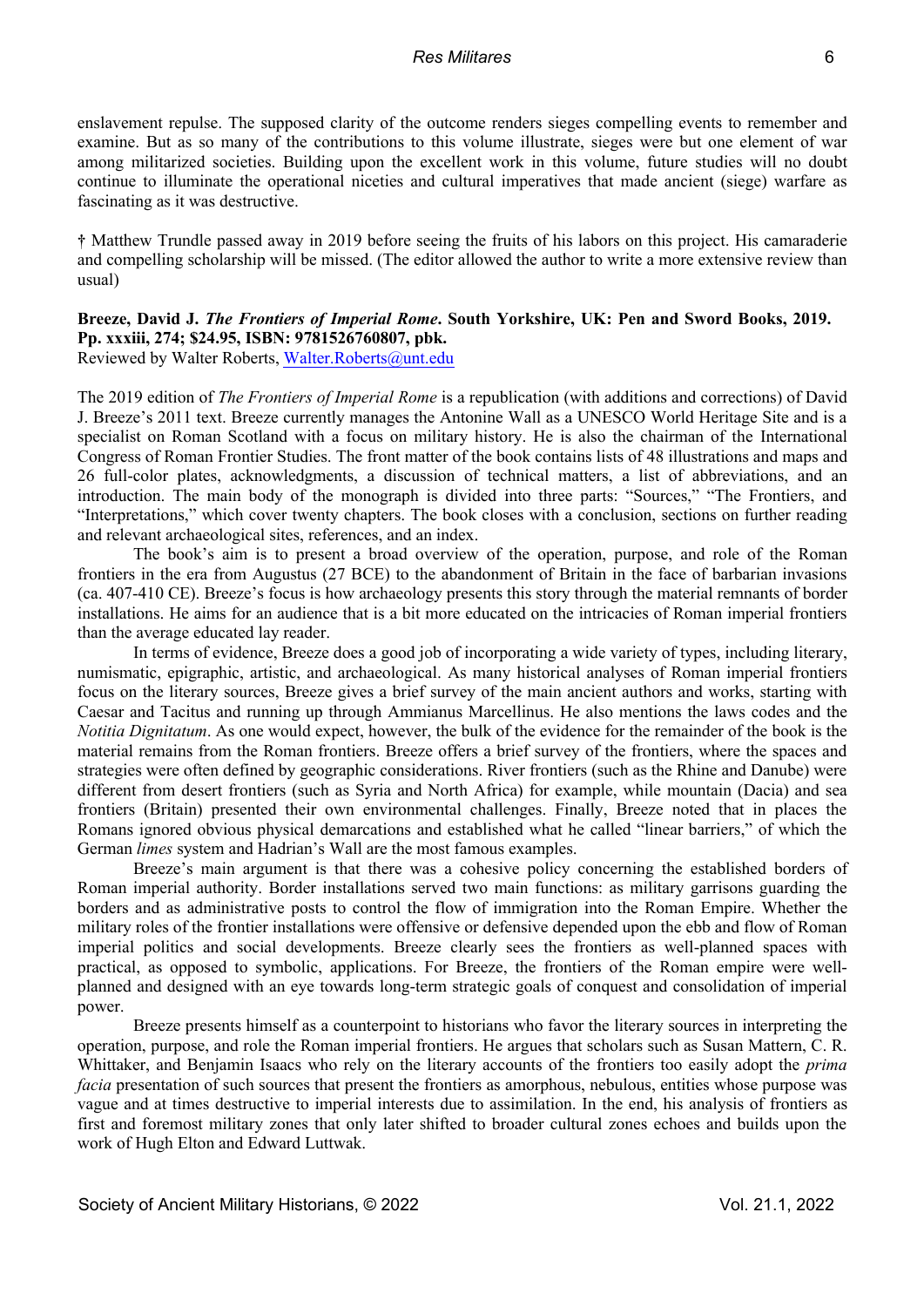enslavement repulse. The supposed clarity of the outcome renders sieges compelling events to remember and examine. But as so many of the contributions to this volume illustrate, sieges were but one element of war among militarized societies. Building upon the excellent work in this volume, future studies will no doubt continue to illuminate the operational niceties and cultural imperatives that made ancient (siege) warfare as fascinating as it was destructive.

† Matthew Trundle passed away in 2019 before seeing the fruits of his labors on this project. His camaraderie and compelling scholarship will be missed. (The editor allowed the author to write a more extensive review than usual)

**Breeze, David J. *The Frontiers of Imperial Rome*. South Yorkshire, UK: Pen and Sword Books, 2019. Pp. xxxiii, 274; $24.95, ISBN: 9781526760807, pbk.**
Reviewed by Walter Roberts, Walter.Roberts@unt.edu

The 2019 edition of *The Frontiers of Imperial Rome* is a republication (with additions and corrections) of David J. Breeze's 2011 text. Breeze currently manages the Antonine Wall as a UNESCO World Heritage Site and is a specialist on Roman Scotland with a focus on military history. He is also the chairman of the International Congress of Roman Frontier Studies. The front matter of the book contains lists of 48 illustrations and maps and 26 full-color plates, acknowledgments, a discussion of technical matters, a list of abbreviations, and an introduction. The main body of the monograph is divided into three parts: "Sources," "The Frontiers, and "Interpretations," which cover twenty chapters. The book closes with a conclusion, sections on further reading and relevant archaeological sites, references, and an index.

The book's aim is to present a broad overview of the operation, purpose, and role of the Roman frontiers in the era from Augustus (27 BCE) to the abandonment of Britain in the face of barbarian invasions (ca. 407-410 CE). Breeze's focus is how archaeology presents this story through the material remnants of border installations. He aims for an audience that is a bit more educated on the intricacies of Roman imperial frontiers than the average educated lay reader.

In terms of evidence, Breeze does a good job of incorporating a wide variety of types, including literary, numismatic, epigraphic, artistic, and archaeological. As many historical analyses of Roman imperial frontiers focus on the literary sources, Breeze gives a brief survey of the main ancient authors and works, starting with Caesar and Tacitus and running up through Ammianus Marcellinus. He also mentions the laws codes and the *Notitia Dignitatum*. As one would expect, however, the bulk of the evidence for the remainder of the book is the material remains from the Roman frontiers. Breeze offers a brief survey of the frontiers, where the spaces and strategies were often defined by geographic considerations. River frontiers (such as the Rhine and Danube) were different from desert frontiers (such as Syria and North Africa) for example, while mountain (Dacia) and sea frontiers (Britain) presented their own environmental challenges. Finally, Breeze noted that in places the Romans ignored obvious physical demarcations and established what he called "linear barriers," of which the German *limes* system and Hadrian's Wall are the most famous examples.

Breeze's main argument is that there was a cohesive policy concerning the established borders of Roman imperial authority. Border installations served two main functions: as military garrisons guarding the borders and as administrative posts to control the flow of immigration into the Roman Empire. Whether the military roles of the frontier installations were offensive or defensive depended upon the ebb and flow of Roman imperial politics and social developments. Breeze clearly sees the frontiers as well-planned spaces with practical, as opposed to symbolic, applications. For Breeze, the frontiers of the Roman empire were well-planned and designed with an eye towards long-term strategic goals of conquest and consolidation of imperial power.

Breeze presents himself as a counterpoint to historians who favor the literary sources in interpreting the operation, purpose, and role the Roman imperial frontiers. He argues that scholars such as Susan Mattern, C. R. Whittaker, and Benjamin Isaacs who rely on the literary accounts of the frontiers too easily adopt the *prima facia* presentation of such sources that present the frontiers as amorphous, nebulous, entities whose purpose was vague and at times destructive to imperial interests due to assimilation. In the end, his analysis of frontiers as first and foremost military zones that only later shifted to broader cultural zones echoes and builds upon the work of Hugh Elton and Edward Luttwak.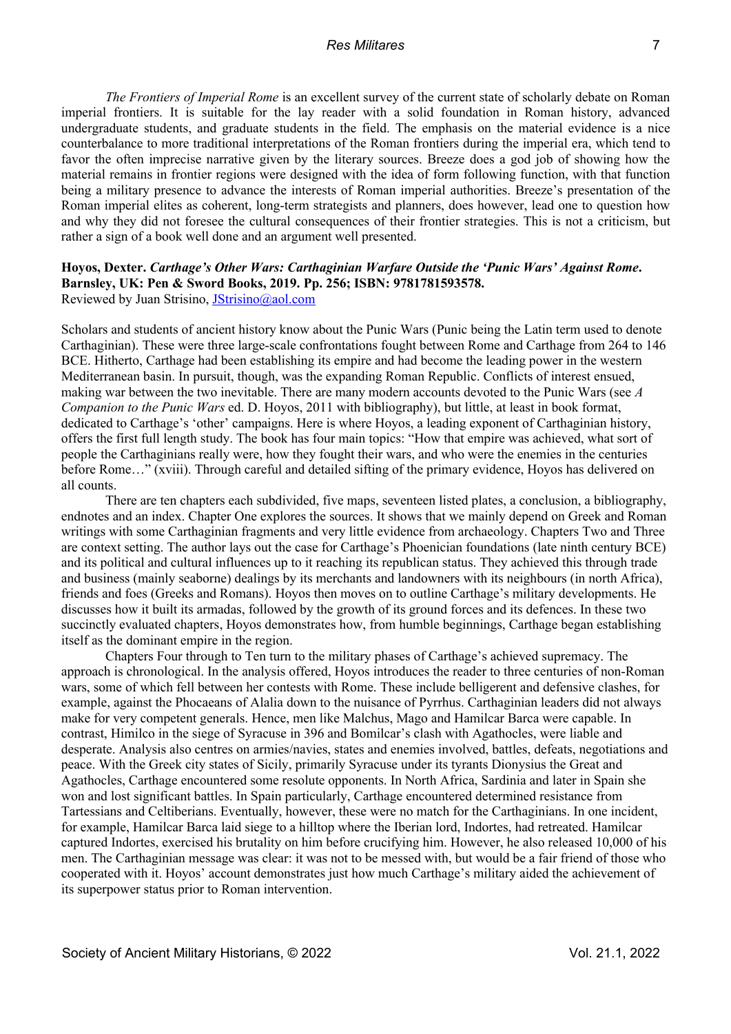*The Frontiers of Imperial Rome* is an excellent survey of the current state of scholarly debate on Roman imperial frontiers. It is suitable for the lay reader with a solid foundation in Roman history, advanced undergraduate students, and graduate students in the field. The emphasis on the material evidence is a nice counterbalance to more traditional interpretations of the Roman frontiers during the imperial era, which tend to favor the often imprecise narrative given by the literary sources. Breeze does a god job of showing how the material remains in frontier regions were designed with the idea of form following function, with that function being a military presence to advance the interests of Roman imperial authorities. Breeze's presentation of the Roman imperial elites as coherent, long-term strategists and planners, does however, lead one to question how and why they did not foresee the cultural consequences of their frontier strategies. This is not a criticism, but rather a sign of a book well done and an argument well presented.

**Hoyos, Dexter. *Carthage's Other Wars: Carthaginian Warfare Outside the 'Punic Wars' Against Rome*. Barnsley, UK: Pen & Sword Books, 2019. Pp. 256; ISBN: 9781781593578.**
Reviewed by Juan Strisino, JStrisino@aol.com

Scholars and students of ancient history know about the Punic Wars (Punic being the Latin term used to denote Carthaginian). These were three large-scale confrontations fought between Rome and Carthage from 264 to 146 BCE. Hitherto, Carthage had been establishing its empire and had become the leading power in the western Mediterranean basin. In pursuit, though, was the expanding Roman Republic. Conflicts of interest ensued, making war between the two inevitable. There are many modern accounts devoted to the Punic Wars (see *A Companion to the Punic Wars* ed. D. Hoyos, 2011 with bibliography), but little, at least in book format, dedicated to Carthage's 'other' campaigns. Here is where Hoyos, a leading exponent of Carthaginian history, offers the first full length study. The book has four main topics: "How that empire was achieved, what sort of people the Carthaginians really were, how they fought their wars, and who were the enemies in the centuries before Rome…" (xviii). Through careful and detailed sifting of the primary evidence, Hoyos has delivered on all counts.

There are ten chapters each subdivided, five maps, seventeen listed plates, a conclusion, a bibliography, endnotes and an index. Chapter One explores the sources. It shows that we mainly depend on Greek and Roman writings with some Carthaginian fragments and very little evidence from archaeology. Chapters Two and Three are context setting. The author lays out the case for Carthage's Phoenician foundations (late ninth century BCE) and its political and cultural influences up to it reaching its republican status. They achieved this through trade and business (mainly seaborne) dealings by its merchants and landowners with its neighbours (in north Africa), friends and foes (Greeks and Romans). Hoyos then moves on to outline Carthage's military developments. He discusses how it built its armadas, followed by the growth of its ground forces and its defences. In these two succinctly evaluated chapters, Hoyos demonstrates how, from humble beginnings, Carthage began establishing itself as the dominant empire in the region.

Chapters Four through to Ten turn to the military phases of Carthage's achieved supremacy. The approach is chronological. In the analysis offered, Hoyos introduces the reader to three centuries of non-Roman wars, some of which fell between her contests with Rome. These include belligerent and defensive clashes, for example, against the Phocaeans of Alalia down to the nuisance of Pyrrhus. Carthaginian leaders did not always make for very competent generals. Hence, men like Malchus, Mago and Hamilcar Barca were capable. In contrast, Himilco in the siege of Syracuse in 396 and Bomilcar's clash with Agathocles, were liable and desperate. Analysis also centres on armies/navies, states and enemies involved, battles, defeats, negotiations and peace. With the Greek city states of Sicily, primarily Syracuse under its tyrants Dionysius the Great and Agathocles, Carthage encountered some resolute opponents. In North Africa, Sardinia and later in Spain she won and lost significant battles. In Spain particularly, Carthage encountered determined resistance from Tartessians and Celtiberians. Eventually, however, these were no match for the Carthaginians. In one incident, for example, Hamilcar Barca laid siege to a hilltop where the Iberian lord, Indortes, had retreated. Hamilcar captured Indortes, exercised his brutality on him before crucifying him. However, he also released 10,000 of his men. The Carthaginian message was clear: it was not to be messed with, but would be a fair friend of those who cooperated with it. Hoyos' account demonstrates just how much Carthage's military aided the achievement of its superpower status prior to Roman intervention.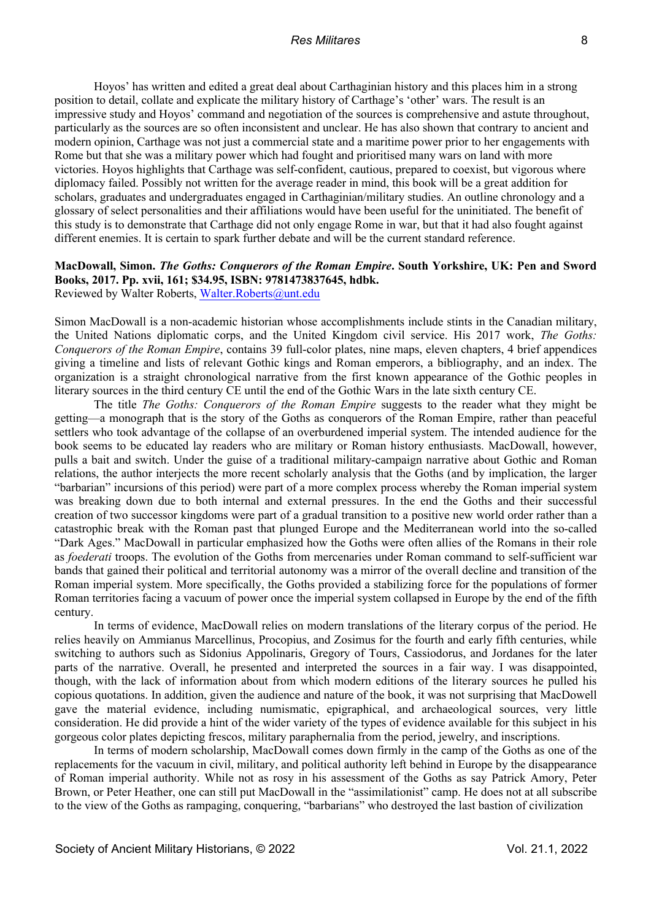Hoyos' has written and edited a great deal about Carthaginian history and this places him in a strong position to detail, collate and explicate the military history of Carthage's 'other' wars. The result is an impressive study and Hoyos' command and negotiation of the sources is comprehensive and astute throughout, particularly as the sources are so often inconsistent and unclear. He has also shown that contrary to ancient and modern opinion, Carthage was not just a commercial state and a maritime power prior to her engagements with Rome but that she was a military power which had fought and prioritised many wars on land with more victories. Hoyos highlights that Carthage was self-confident, cautious, prepared to coexist, but vigorous where diplomacy failed. Possibly not written for the average reader in mind, this book will be a great addition for scholars, graduates and undergraduates engaged in Carthaginian/military studies. An outline chronology and a glossary of select personalities and their affiliations would have been useful for the uninitiated. The benefit of this study is to demonstrate that Carthage did not only engage Rome in war, but that it had also fought against different enemies. It is certain to spark further debate and will be the current standard reference.

**MacDowall, Simon. *The Goths: Conquerors of the Roman Empire*. South Yorkshire, UK: Pen and Sword Books, 2017. Pp. xvii, 161; $34.95, ISBN: 9781473837645, hdbk.**
Reviewed by Walter Roberts, Walter.Roberts@unt.edu

Simon MacDowall is a non-academic historian whose accomplishments include stints in the Canadian military, the United Nations diplomatic corps, and the United Kingdom civil service. His 2017 work, *The Goths: Conquerors of the Roman Empire*, contains 39 full-color plates, nine maps, eleven chapters, 4 brief appendices giving a timeline and lists of relevant Gothic kings and Roman emperors, a bibliography, and an index. The organization is a straight chronological narrative from the first known appearance of the Gothic peoples in literary sources in the third century CE until the end of the Gothic Wars in the late sixth century CE.

The title *The Goths: Conquerors of the Roman Empire* suggests to the reader what they might be getting—a monograph that is the story of the Goths as conquerors of the Roman Empire, rather than peaceful settlers who took advantage of the collapse of an overburdened imperial system. The intended audience for the book seems to be educated lay readers who are military or Roman history enthusiasts. MacDowall, however, pulls a bait and switch. Under the guise of a traditional military-campaign narrative about Gothic and Roman relations, the author interjects the more recent scholarly analysis that the Goths (and by implication, the larger "barbarian" incursions of this period) were part of a more complex process whereby the Roman imperial system was breaking down due to both internal and external pressures. In the end the Goths and their successful creation of two successor kingdoms were part of a gradual transition to a positive new world order rather than a catastrophic break with the Roman past that plunged Europe and the Mediterranean world into the so-called "Dark Ages." MacDowall in particular emphasized how the Goths were often allies of the Romans in their role as *foederati* troops. The evolution of the Goths from mercenaries under Roman command to self-sufficient war bands that gained their political and territorial autonomy was a mirror of the overall decline and transition of the Roman imperial system. More specifically, the Goths provided a stabilizing force for the populations of former Roman territories facing a vacuum of power once the imperial system collapsed in Europe by the end of the fifth century.

In terms of evidence, MacDowall relies on modern translations of the literary corpus of the period. He relies heavily on Ammianus Marcellinus, Procopius, and Zosimus for the fourth and early fifth centuries, while switching to authors such as Sidonius Appolinaris, Gregory of Tours, Cassiodorus, and Jordanes for the later parts of the narrative. Overall, he presented and interpreted the sources in a fair way. I was disappointed, though, with the lack of information about from which modern editions of the literary sources he pulled his copious quotations. In addition, given the audience and nature of the book, it was not surprising that MacDowell gave the material evidence, including numismatic, epigraphical, and archaeological sources, very little consideration. He did provide a hint of the wider variety of the types of evidence available for this subject in his gorgeous color plates depicting frescos, military paraphernalia from the period, jewelry, and inscriptions.

In terms of modern scholarship, MacDowall comes down firmly in the camp of the Goths as one of the replacements for the vacuum in civil, military, and political authority left behind in Europe by the disappearance of Roman imperial authority. While not as rosy in his assessment of the Goths as say Patrick Amory, Peter Brown, or Peter Heather, one can still put MacDowall in the "assimilationist" camp. He does not at all subscribe to the view of the Goths as rampaging, conquering, "barbarians" who destroyed the last bastion of civilization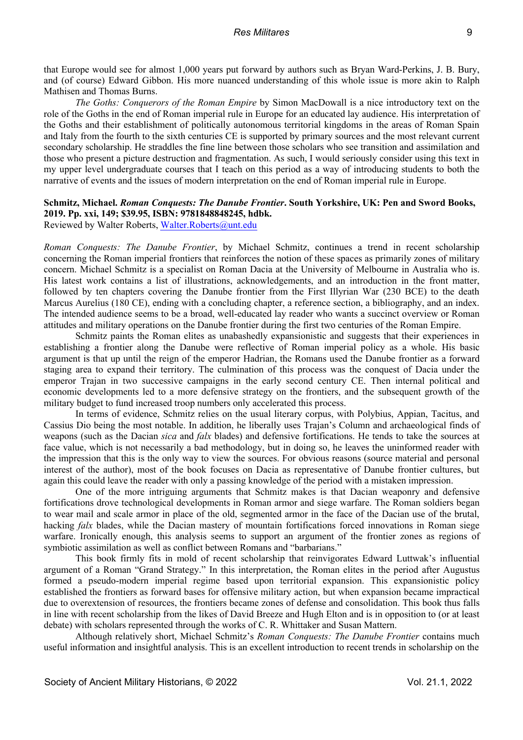that Europe would see for almost 1,000 years put forward by authors such as Bryan Ward-Perkins, J. B. Bury, and (of course) Edward Gibbon. His more nuanced understanding of this whole issue is more akin to Ralph Mathisen and Thomas Burns.

*The Goths: Conquerors of the Roman Empire* by Simon MacDowall is a nice introductory text on the role of the Goths in the end of Roman imperial rule in Europe for an educated lay audience. His interpretation of the Goths and their establishment of politically autonomous territorial kingdoms in the areas of Roman Spain and Italy from the fourth to the sixth centuries CE is supported by primary sources and the most relevant current secondary scholarship. He straddles the fine line between those scholars who see transition and assimilation and those who present a picture destruction and fragmentation. As such, I would seriously consider using this text in my upper level undergraduate courses that I teach on this period as a way of introducing students to both the narrative of events and the issues of modern interpretation on the end of Roman imperial rule in Europe.

**Schmitz, Michael. *Roman Conquests: The Danube Frontier*. South Yorkshire, UK: Pen and Sword Books, 2019. Pp. xxi, 149; $39.95, ISBN: 9781848848245, hdbk.**
Reviewed by Walter Roberts, Walter.Roberts@unt.edu

*Roman Conquests: The Danube Frontier*, by Michael Schmitz, continues a trend in recent scholarship concerning the Roman imperial frontiers that reinforces the notion of these spaces as primarily zones of military concern. Michael Schmitz is a specialist on Roman Dacia at the University of Melbourne in Australia who is. His latest work contains a list of illustrations, acknowledgements, and an introduction in the front matter, followed by ten chapters covering the Danube frontier from the First Illyrian War (230 BCE) to the death Marcus Aurelius (180 CE), ending with a concluding chapter, a reference section, a bibliography, and an index. The intended audience seems to be a broad, well-educated lay reader who wants a succinct overview or Roman attitudes and military operations on the Danube frontier during the first two centuries of the Roman Empire.

Schmitz paints the Roman elites as unabashedly expansionistic and suggests that their experiences in establishing a frontier along the Danube were reflective of Roman imperial policy as a whole. His basic argument is that up until the reign of the emperor Hadrian, the Romans used the Danube frontier as a forward staging area to expand their territory. The culmination of this process was the conquest of Dacia under the emperor Trajan in two successive campaigns in the early second century CE. Then internal political and economic developments led to a more defensive strategy on the frontiers, and the subsequent growth of the military budget to fund increased troop numbers only accelerated this process.

In terms of evidence, Schmitz relies on the usual literary corpus, with Polybius, Appian, Tacitus, and Cassius Dio being the most notable. In addition, he liberally uses Trajan's Column and archaeological finds of weapons (such as the Dacian *sica* and *falx* blades) and defensive fortifications. He tends to take the sources at face value, which is not necessarily a bad methodology, but in doing so, he leaves the uninformed reader with the impression that this is the only way to view the sources. For obvious reasons (source material and personal interest of the author), most of the book focuses on Dacia as representative of Danube frontier cultures, but again this could leave the reader with only a passing knowledge of the period with a mistaken impression.

One of the more intriguing arguments that Schmitz makes is that Dacian weaponry and defensive fortifications drove technological developments in Roman armor and siege warfare. The Roman soldiers began to wear mail and scale armor in place of the old, segmented armor in the face of the Dacian use of the brutal, hacking *falx* blades, while the Dacian mastery of mountain fortifications forced innovations in Roman siege warfare. Ironically enough, this analysis seems to support an argument of the frontier zones as regions of symbiotic assimilation as well as conflict between Romans and "barbarians."

This book firmly fits in mold of recent scholarship that reinvigorates Edward Luttwak's influential argument of a Roman "Grand Strategy." In this interpretation, the Roman elites in the period after Augustus formed a pseudo-modern imperial regime based upon territorial expansion. This expansionistic policy established the frontiers as forward bases for offensive military action, but when expansion became impractical due to overextension of resources, the frontiers became zones of defense and consolidation. This book thus falls in line with recent scholarship from the likes of David Breeze and Hugh Elton and is in opposition to (or at least debate) with scholars represented through the works of C. R. Whittaker and Susan Mattern.

Although relatively short, Michael Schmitz's *Roman Conquests: The Danube Frontier* contains much useful information and insightful analysis. This is an excellent introduction to recent trends in scholarship on the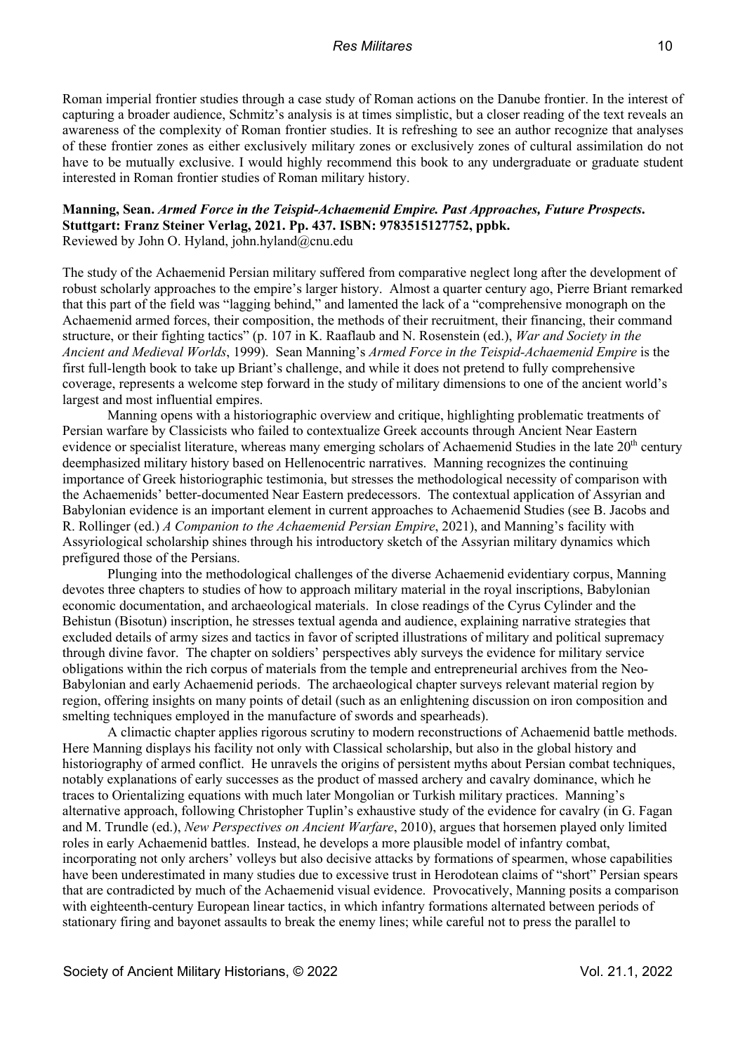Roman imperial frontier studies through a case study of Roman actions on the Danube frontier. In the interest of capturing a broader audience, Schmitz's analysis is at times simplistic, but a closer reading of the text reveals an awareness of the complexity of Roman frontier studies. It is refreshing to see an author recognize that analyses of these frontier zones as either exclusively military zones or exclusively zones of cultural assimilation do not have to be mutually exclusive. I would highly recommend this book to any undergraduate or graduate student interested in Roman frontier studies of Roman military history.

**Manning, Sean.** ***Armed Force in the Teispid-Achaemenid Empire. Past Approaches, Future Prospects*****. Stuttgart: Franz Steiner Verlag, 2021. Pp. 437. ISBN: 9783515127752, ppbk.**
Reviewed by John O. Hyland, john.hyland@cnu.edu

The study of the Achaemenid Persian military suffered from comparative neglect long after the development of robust scholarly approaches to the empire's larger history. Almost a quarter century ago, Pierre Briant remarked that this part of the field was "lagging behind," and lamented the lack of a "comprehensive monograph on the Achaemenid armed forces, their composition, the methods of their recruitment, their financing, their command structure, or their fighting tactics" (p. 107 in K. Raaflaub and N. Rosenstein (ed.), *War and Society in the Ancient and Medieval Worlds*, 1999). Sean Manning's *Armed Force in the Teispid-Achaemenid Empire* is the first full-length book to take up Briant's challenge, and while it does not pretend to fully comprehensive coverage, represents a welcome step forward in the study of military dimensions to one of the ancient world's largest and most influential empires.

Manning opens with a historiographic overview and critique, highlighting problematic treatments of Persian warfare by Classicists who failed to contextualize Greek accounts through Ancient Near Eastern evidence or specialist literature, whereas many emerging scholars of Achaemenid Studies in the late 20th century deemphasized military history based on Hellenocentric narratives. Manning recognizes the continuing importance of Greek historiographic testimonia, but stresses the methodological necessity of comparison with the Achaemenids' better-documented Near Eastern predecessors. The contextual application of Assyrian and Babylonian evidence is an important element in current approaches to Achaemenid Studies (see B. Jacobs and R. Rollinger (ed.) *A Companion to the Achaemenid Persian Empire*, 2021), and Manning's facility with Assyriological scholarship shines through his introductory sketch of the Assyrian military dynamics which prefigured those of the Persians.

Plunging into the methodological challenges of the diverse Achaemenid evidentiary corpus, Manning devotes three chapters to studies of how to approach military material in the royal inscriptions, Babylonian economic documentation, and archaeological materials. In close readings of the Cyrus Cylinder and the Behistun (Bisotun) inscription, he stresses textual agenda and audience, explaining narrative strategies that excluded details of army sizes and tactics in favor of scripted illustrations of military and political supremacy through divine favor. The chapter on soldiers' perspectives ably surveys the evidence for military service obligations within the rich corpus of materials from the temple and entrepreneurial archives from the Neo-Babylonian and early Achaemenid periods. The archaeological chapter surveys relevant material region by region, offering insights on many points of detail (such as an enlightening discussion on iron composition and smelting techniques employed in the manufacture of swords and spearheads).

A climactic chapter applies rigorous scrutiny to modern reconstructions of Achaemenid battle methods. Here Manning displays his facility not only with Classical scholarship, but also in the global history and historiography of armed conflict. He unravels the origins of persistent myths about Persian combat techniques, notably explanations of early successes as the product of massed archery and cavalry dominance, which he traces to Orientalizing equations with much later Mongolian or Turkish military practices. Manning's alternative approach, following Christopher Tuplin's exhaustive study of the evidence for cavalry (in G. Fagan and M. Trundle (ed.), *New Perspectives on Ancient Warfare*, 2010), argues that horsemen played only limited roles in early Achaemenid battles. Instead, he develops a more plausible model of infantry combat, incorporating not only archers' volleys but also decisive attacks by formations of spearmen, whose capabilities have been underestimated in many studies due to excessive trust in Herodotean claims of "short" Persian spears that are contradicted by much of the Achaemenid visual evidence. Provocatively, Manning posits a comparison with eighteenth-century European linear tactics, in which infantry formations alternated between periods of stationary firing and bayonet assaults to break the enemy lines; while careful not to press the parallel to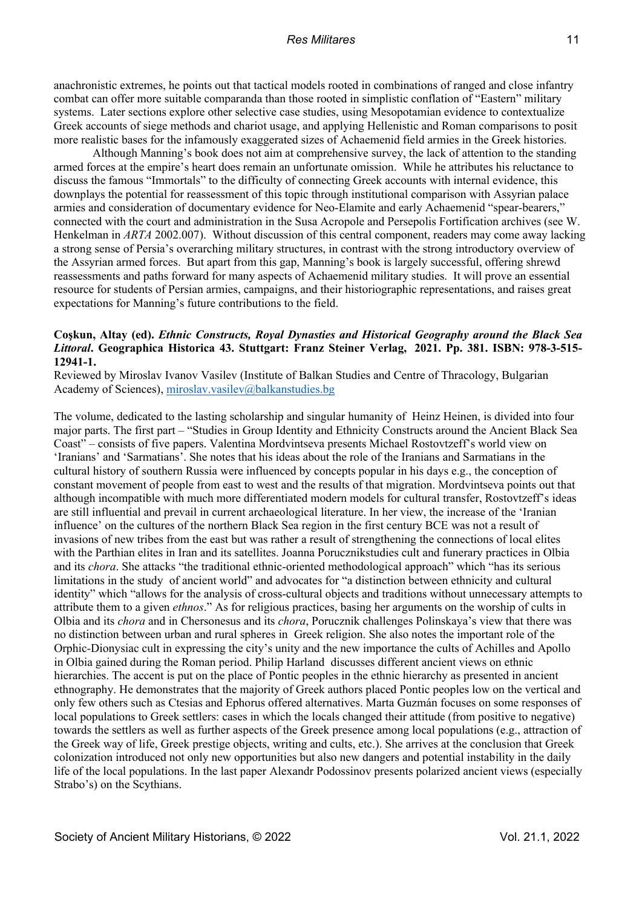anachronistic extremes, he points out that tactical models rooted in combinations of ranged and close infantry combat can offer more suitable comparanda than those rooted in simplistic conflation of "Eastern" military systems. Later sections explore other selective case studies, using Mesopotamian evidence to contextualize Greek accounts of siege methods and chariot usage, and applying Hellenistic and Roman comparisons to posit more realistic bases for the infamously exaggerated sizes of Achaemenid field armies in the Greek histories.

Although Manning's book does not aim at comprehensive survey, the lack of attention to the standing armed forces at the empire's heart does remain an unfortunate omission. While he attributes his reluctance to discuss the famous "Immortals" to the difficulty of connecting Greek accounts with internal evidence, this downplays the potential for reassessment of this topic through institutional comparison with Assyrian palace armies and consideration of documentary evidence for Neo-Elamite and early Achaemenid "spear-bearers," connected with the court and administration in the Susa Acropole and Persepolis Fortification archives (see W. Henkelman in *ARTA* 2002.007). Without discussion of this central component, readers may come away lacking a strong sense of Persia's overarching military structures, in contrast with the strong introductory overview of the Assyrian armed forces. But apart from this gap, Manning's book is largely successful, offering shrewd reassessments and paths forward for many aspects of Achaemenid military studies. It will prove an essential resource for students of Persian armies, campaigns, and their historiographic representations, and raises great expectations for Manning's future contributions to the field.

**Coşkun, Altay (ed).** ***Ethnic Constructs, Royal Dynasties and Historical Geography around the Black Sea Littoral*****. Geographica Historica 43. Stuttgart: Franz Steiner Verlag, 2021. Pp. 381. ISBN: 978-3-515-12941-1.**

Reviewed by Miroslav Ivanov Vasilev (Institute of Balkan Studies and Centre of Thracology, Bulgarian Academy of Sciences), miroslav.vasilev@balkanstudies.bg

The volume, dedicated to the lasting scholarship and singular humanity of Heinz Heinen, is divided into four major parts. The first part – "Studies in Group Identity and Ethnicity Constructs around the Ancient Black Sea Coast" – consists of five papers. Valentina Mordvintseva presents Michael Rostovtzeff's world view on 'Iranians' and 'Sarmatians'. She notes that his ideas about the role of the Iranians and Sarmatians in the cultural history of southern Russia were influenced by concepts popular in his days e.g., the conception of constant movement of people from east to west and the results of that migration. Mordvintseva points out that although incompatible with much more differentiated modern models for cultural transfer, Rostovtzeff's ideas are still influential and prevail in current archaeological literature. In her view, the increase of the 'Iranian influence' on the cultures of the northern Black Sea region in the first century BCE was not a result of invasions of new tribes from the east but was rather a result of strengthening the connections of local elites with the Parthian elites in Iran and its satellites. Joanna Porucznikstudies cult and funerary practices in Olbia and its *chora*. She attacks "the traditional ethnic-oriented methodological approach" which "has its serious limitations in the study of ancient world" and advocates for "a distinction between ethnicity and cultural identity" which "allows for the analysis of cross-cultural objects and traditions without unnecessary attempts to attribute them to a given *ethnos*." As for religious practices, basing her arguments on the worship of cults in Olbia and its *chora* and in Chersonesus and its *chora*, Porucznik challenges Polinskaya's view that there was no distinction between urban and rural spheres in Greek religion. She also notes the important role of the Orphic-Dionysiac cult in expressing the city's unity and the new importance the cults of Achilles and Apollo in Olbia gained during the Roman period. Philip Harland discusses different ancient views on ethnic hierarchies. The accent is put on the place of Pontic peoples in the ethnic hierarchy as presented in ancient ethnography. He demonstrates that the majority of Greek authors placed Pontic peoples low on the vertical and only few others such as Ctesias and Ephorus offered alternatives. Marta Guzmán focuses on some responses of local populations to Greek settlers: cases in which the locals changed their attitude (from positive to negative) towards the settlers as well as further aspects of the Greek presence among local populations (e.g., attraction of the Greek way of life, Greek prestige objects, writing and cults, etc.). She arrives at the conclusion that Greek colonization introduced not only new opportunities but also new dangers and potential instability in the daily life of the local populations. In the last paper Alexandr Podossinov presents polarized ancient views (especially Strabo's) on the Scythians.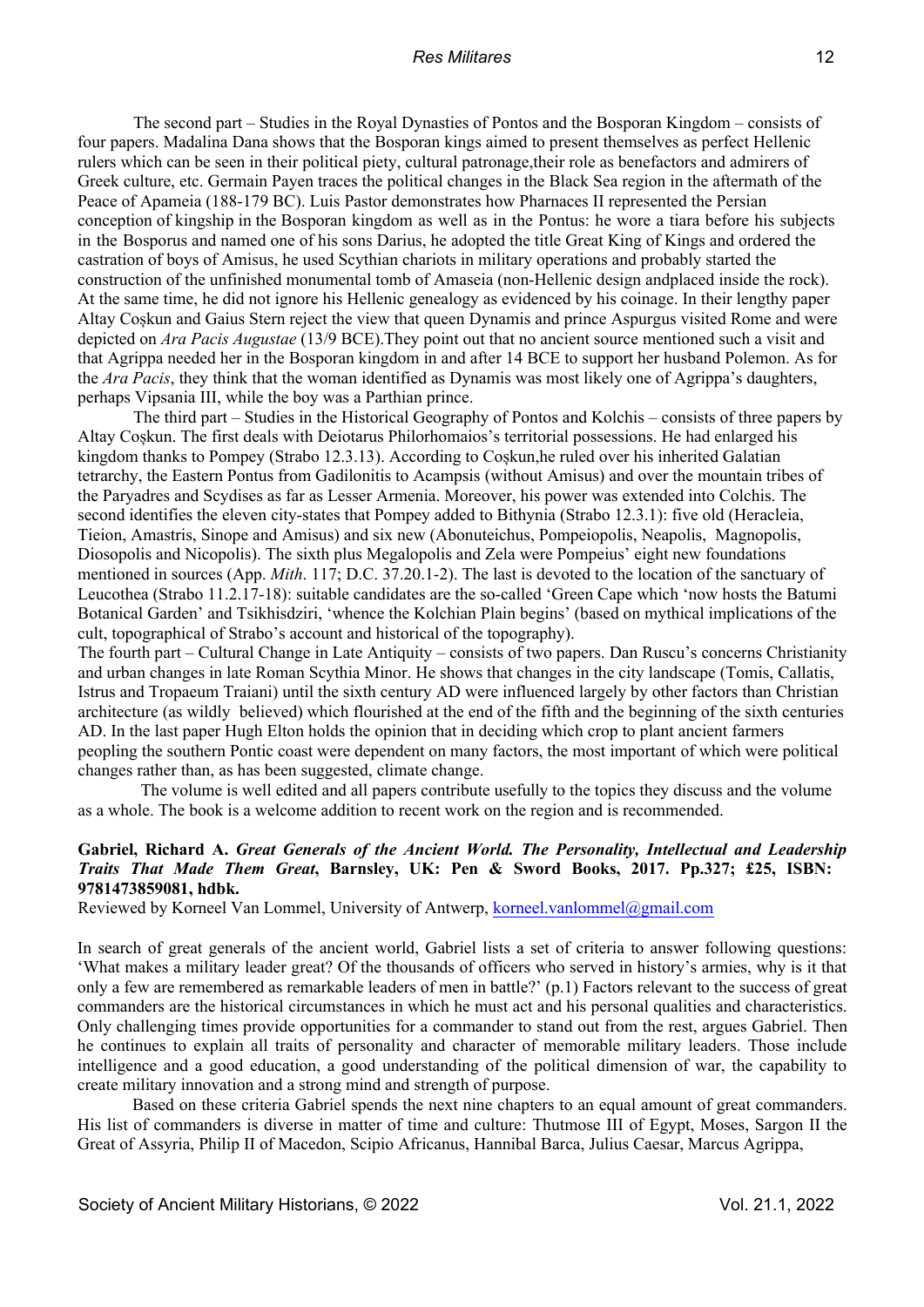The second part – Studies in the Royal Dynasties of Pontos and the Bosporan Kingdom – consists of four papers. Madalina Dana shows that the Bosporan kings aimed to present themselves as perfect Hellenic rulers which can be seen in their political piety, cultural patronage,their role as benefactors and admirers of Greek culture, etc. Germain Payen traces the political changes in the Black Sea region in the aftermath of the Peace of Apameia (188-179 BC). Luis Pastor demonstrates how Pharnaces II represented the Persian conception of kingship in the Bosporan kingdom as well as in the Pontus: he wore a tiara before his subjects in the Bosporus and named one of his sons Darius, he adopted the title Great King of Kings and ordered the castration of boys of Amisus, he used Scythian chariots in military operations and probably started the construction of the unfinished monumental tomb of Amaseia (non-Hellenic design andplaced inside the rock). At the same time, he did not ignore his Hellenic genealogy as evidenced by his coinage. In their lengthy paper Altay Coşkun and Gaius Stern reject the view that queen Dynamis and prince Aspurgus visited Rome and were depicted on *Ara Pacis Augustae* (13/9 BCE).They point out that no ancient source mentioned such a visit and that Agrippa needed her in the Bosporan kingdom in and after 14 BCE to support her husband Polemon. As for the *Ara Pacis*, they think that the woman identified as Dynamis was most likely one of Agrippa's daughters, perhaps Vipsania III, while the boy was a Parthian prince.

The third part – Studies in the Historical Geography of Pontos and Kolchis – consists of three papers by Altay Coşkun. The first deals with Deiotarus Philorhomaios's territorial possessions. He had enlarged his kingdom thanks to Pompey (Strabo 12.3.13). According to Coşkun,he ruled over his inherited Galatian tetrarchy, the Eastern Pontus from Gadilonitis to Acampsis (without Amisus) and over the mountain tribes of the Paryadres and Scydises as far as Lesser Armenia. Moreover, his power was extended into Colchis. The second identifies the eleven city-states that Pompey added to Bithynia (Strabo 12.3.1): five old (Heracleia, Tieion, Amastris, Sinope and Amisus) and six new (Abonuteichus, Pompeiopolis, Neapolis, Magnopolis, Diosopolis and Nicopolis). The sixth plus Megalopolis and Zela were Pompeius' eight new foundations mentioned in sources (App. *Mith*. 117; D.C. 37.20.1-2). The last is devoted to the location of the sanctuary of Leucothea (Strabo 11.2.17-18): suitable candidates are the so-called 'Green Cape which 'now hosts the Batumi Botanical Garden' and Tsikhisdziri, 'whence the Kolchian Plain begins' (based on mythical implications of the cult, topographical of Strabo's account and historical of the topography).

The fourth part – Cultural Change in Late Antiquity – consists of two papers. Dan Ruscu's concerns Christianity and urban changes in late Roman Scythia Minor. He shows that changes in the city landscape (Tomis, Callatis, Istrus and Tropaeum Traiani) until the sixth century AD were influenced largely by other factors than Christian architecture (as wildly believed) which flourished at the end of the fifth and the beginning of the sixth centuries AD. In the last paper Hugh Elton holds the opinion that in deciding which crop to plant ancient farmers peopling the southern Pontic coast were dependent on many factors, the most important of which were political changes rather than, as has been suggested, climate change.

The volume is well edited and all papers contribute usefully to the topics they discuss and the volume as a whole. The book is a welcome addition to recent work on the region and is recommended.

**Gabriel, Richard A. *Great Generals of the Ancient World. The Personality, Intellectual and Leadership Traits That Made Them Great*, Barnsley, UK: Pen & Sword Books, 2017. Pp.327; £25, ISBN: 9781473859081, hdbk.**

Reviewed by Korneel Van Lommel, University of Antwerp, korneel.vanlommel@gmail.com

In search of great generals of the ancient world, Gabriel lists a set of criteria to answer following questions: 'What makes a military leader great? Of the thousands of officers who served in history's armies, why is it that only a few are remembered as remarkable leaders of men in battle?' (p.1) Factors relevant to the success of great commanders are the historical circumstances in which he must act and his personal qualities and characteristics. Only challenging times provide opportunities for a commander to stand out from the rest, argues Gabriel. Then he continues to explain all traits of personality and character of memorable military leaders. Those include intelligence and a good education, a good understanding of the political dimension of war, the capability to create military innovation and a strong mind and strength of purpose.

Based on these criteria Gabriel spends the next nine chapters to an equal amount of great commanders. His list of commanders is diverse in matter of time and culture: Thutmose III of Egypt, Moses, Sargon II the Great of Assyria, Philip II of Macedon, Scipio Africanus, Hannibal Barca, Julius Caesar, Marcus Agrippa,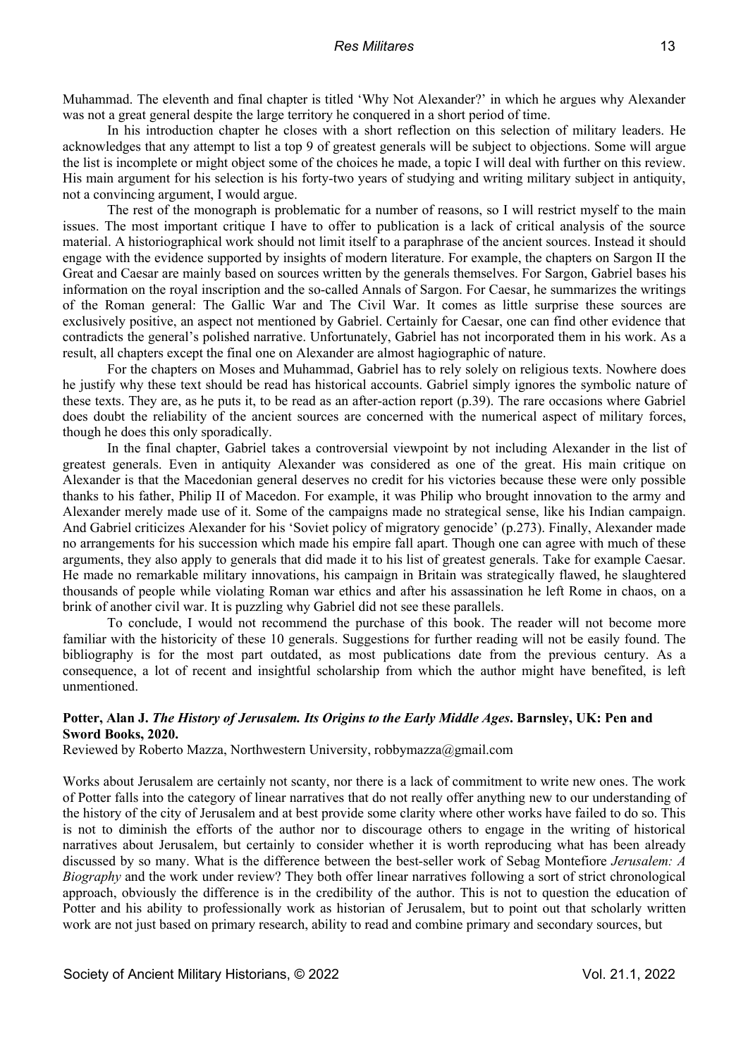Muhammad. The eleventh and final chapter is titled 'Why Not Alexander?' in which he argues why Alexander was not a great general despite the large territory he conquered in a short period of time.

In his introduction chapter he closes with a short reflection on this selection of military leaders. He acknowledges that any attempt to list a top 9 of greatest generals will be subject to objections. Some will argue the list is incomplete or might object some of the choices he made, a topic I will deal with further on this review. His main argument for his selection is his forty-two years of studying and writing military subject in antiquity, not a convincing argument, I would argue.

The rest of the monograph is problematic for a number of reasons, so I will restrict myself to the main issues. The most important critique I have to offer to publication is a lack of critical analysis of the source material. A historiographical work should not limit itself to a paraphrase of the ancient sources. Instead it should engage with the evidence supported by insights of modern literature. For example, the chapters on Sargon II the Great and Caesar are mainly based on sources written by the generals themselves. For Sargon, Gabriel bases his information on the royal inscription and the so-called Annals of Sargon. For Caesar, he summarizes the writings of the Roman general: The Gallic War and The Civil War. It comes as little surprise these sources are exclusively positive, an aspect not mentioned by Gabriel. Certainly for Caesar, one can find other evidence that contradicts the general's polished narrative. Unfortunately, Gabriel has not incorporated them in his work. As a result, all chapters except the final one on Alexander are almost hagiographic of nature.

For the chapters on Moses and Muhammad, Gabriel has to rely solely on religious texts. Nowhere does he justify why these text should be read has historical accounts. Gabriel simply ignores the symbolic nature of these texts. They are, as he puts it, to be read as an after-action report (p.39). The rare occasions where Gabriel does doubt the reliability of the ancient sources are concerned with the numerical aspect of military forces, though he does this only sporadically.

In the final chapter, Gabriel takes a controversial viewpoint by not including Alexander in the list of greatest generals. Even in antiquity Alexander was considered as one of the great. His main critique on Alexander is that the Macedonian general deserves no credit for his victories because these were only possible thanks to his father, Philip II of Macedon. For example, it was Philip who brought innovation to the army and Alexander merely made use of it. Some of the campaigns made no strategical sense, like his Indian campaign. And Gabriel criticizes Alexander for his 'Soviet policy of migratory genocide' (p.273). Finally, Alexander made no arrangements for his succession which made his empire fall apart. Though one can agree with much of these arguments, they also apply to generals that did made it to his list of greatest generals. Take for example Caesar. He made no remarkable military innovations, his campaign in Britain was strategically flawed, he slaughtered thousands of people while violating Roman war ethics and after his assassination he left Rome in chaos, on a brink of another civil war. It is puzzling why Gabriel did not see these parallels.

To conclude, I would not recommend the purchase of this book. The reader will not become more familiar with the historicity of these 10 generals. Suggestions for further reading will not be easily found. The bibliography is for the most part outdated, as most publications date from the previous century. As a consequence, a lot of recent and insightful scholarship from which the author might have benefited, is left unmentioned.

**Potter, Alan J. *The History of Jerusalem. Its Origins to the Early Middle Ages*. Barnsley, UK: Pen and Sword Books, 2020.**

Reviewed by Roberto Mazza, Northwestern University, robbymazza@gmail.com

Works about Jerusalem are certainly not scanty, nor there is a lack of commitment to write new ones. The work of Potter falls into the category of linear narratives that do not really offer anything new to our understanding of the history of the city of Jerusalem and at best provide some clarity where other works have failed to do so. This is not to diminish the efforts of the author nor to discourage others to engage in the writing of historical narratives about Jerusalem, but certainly to consider whether it is worth reproducing what has been already discussed by so many. What is the difference between the best-seller work of Sebag Montefiore *Jerusalem: A Biography* and the work under review? They both offer linear narratives following a sort of strict chronological approach, obviously the difference is in the credibility of the author. This is not to question the education of Potter and his ability to professionally work as historian of Jerusalem, but to point out that scholarly written work are not just based on primary research, ability to read and combine primary and secondary sources, but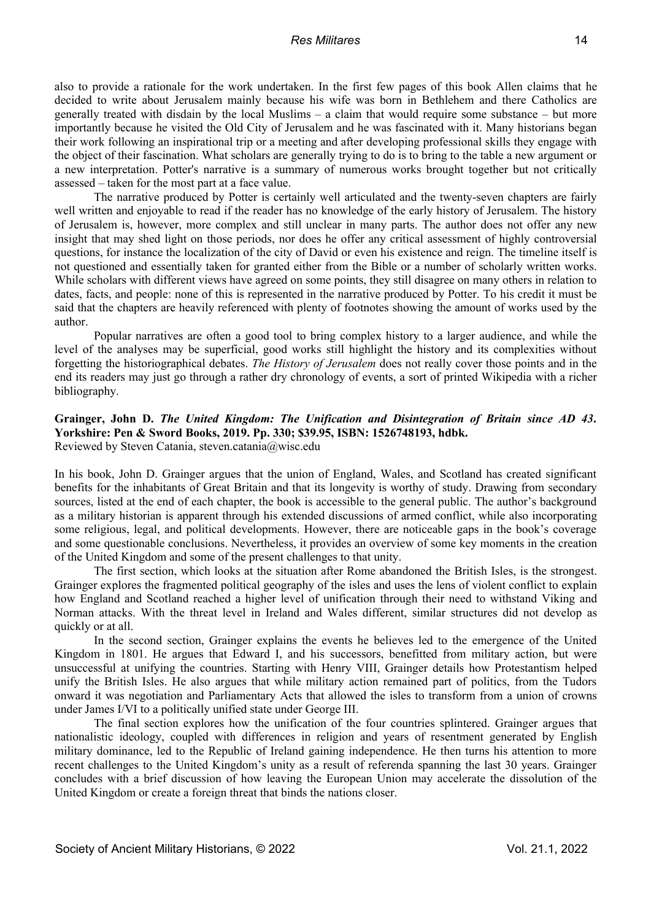also to provide a rationale for the work undertaken. In the first few pages of this book Allen claims that he decided to write about Jerusalem mainly because his wife was born in Bethlehem and there Catholics are generally treated with disdain by the local Muslims – a claim that would require some substance – but more importantly because he visited the Old City of Jerusalem and he was fascinated with it. Many historians began their work following an inspirational trip or a meeting and after developing professional skills they engage with the object of their fascination. What scholars are generally trying to do is to bring to the table a new argument or a new interpretation. Potter's narrative is a summary of numerous works brought together but not critically assessed – taken for the most part at a face value.

The narrative produced by Potter is certainly well articulated and the twenty-seven chapters are fairly well written and enjoyable to read if the reader has no knowledge of the early history of Jerusalem. The history of Jerusalem is, however, more complex and still unclear in many parts. The author does not offer any new insight that may shed light on those periods, nor does he offer any critical assessment of highly controversial questions, for instance the localization of the city of David or even his existence and reign. The timeline itself is not questioned and essentially taken for granted either from the Bible or a number of scholarly written works. While scholars with different views have agreed on some points, they still disagree on many others in relation to dates, facts, and people: none of this is represented in the narrative produced by Potter. To his credit it must be said that the chapters are heavily referenced with plenty of footnotes showing the amount of works used by the author.

Popular narratives are often a good tool to bring complex history to a larger audience, and while the level of the analyses may be superficial, good works still highlight the history and its complexities without forgetting the historiographical debates. *The History of Jerusalem* does not really cover those points and in the end its readers may just go through a rather dry chronology of events, a sort of printed Wikipedia with a richer bibliography.

**Grainger, John D. *The United Kingdom: The Unification and Disintegration of Britain since AD 43*. Yorkshire: Pen & Sword Books, 2019. Pp. 330; $39.95, ISBN: 1526748193, hdbk.**
Reviewed by Steven Catania, steven.catania@wisc.edu

In his book, John D. Grainger argues that the union of England, Wales, and Scotland has created significant benefits for the inhabitants of Great Britain and that its longevity is worthy of study. Drawing from secondary sources, listed at the end of each chapter, the book is accessible to the general public. The author's background as a military historian is apparent through his extended discussions of armed conflict, while also incorporating some religious, legal, and political developments. However, there are noticeable gaps in the book's coverage and some questionable conclusions. Nevertheless, it provides an overview of some key moments in the creation of the United Kingdom and some of the present challenges to that unity.

The first section, which looks at the situation after Rome abandoned the British Isles, is the strongest. Grainger explores the fragmented political geography of the isles and uses the lens of violent conflict to explain how England and Scotland reached a higher level of unification through their need to withstand Viking and Norman attacks. With the threat level in Ireland and Wales different, similar structures did not develop as quickly or at all.

In the second section, Grainger explains the events he believes led to the emergence of the United Kingdom in 1801. He argues that Edward I, and his successors, benefitted from military action, but were unsuccessful at unifying the countries. Starting with Henry VIII, Grainger details how Protestantism helped unify the British Isles. He also argues that while military action remained part of politics, from the Tudors onward it was negotiation and Parliamentary Acts that allowed the isles to transform from a union of crowns under James I/VI to a politically unified state under George III.

The final section explores how the unification of the four countries splintered. Grainger argues that nationalistic ideology, coupled with differences in religion and years of resentment generated by English military dominance, led to the Republic of Ireland gaining independence. He then turns his attention to more recent challenges to the United Kingdom's unity as a result of referenda spanning the last 30 years. Grainger concludes with a brief discussion of how leaving the European Union may accelerate the dissolution of the United Kingdom or create a foreign threat that binds the nations closer.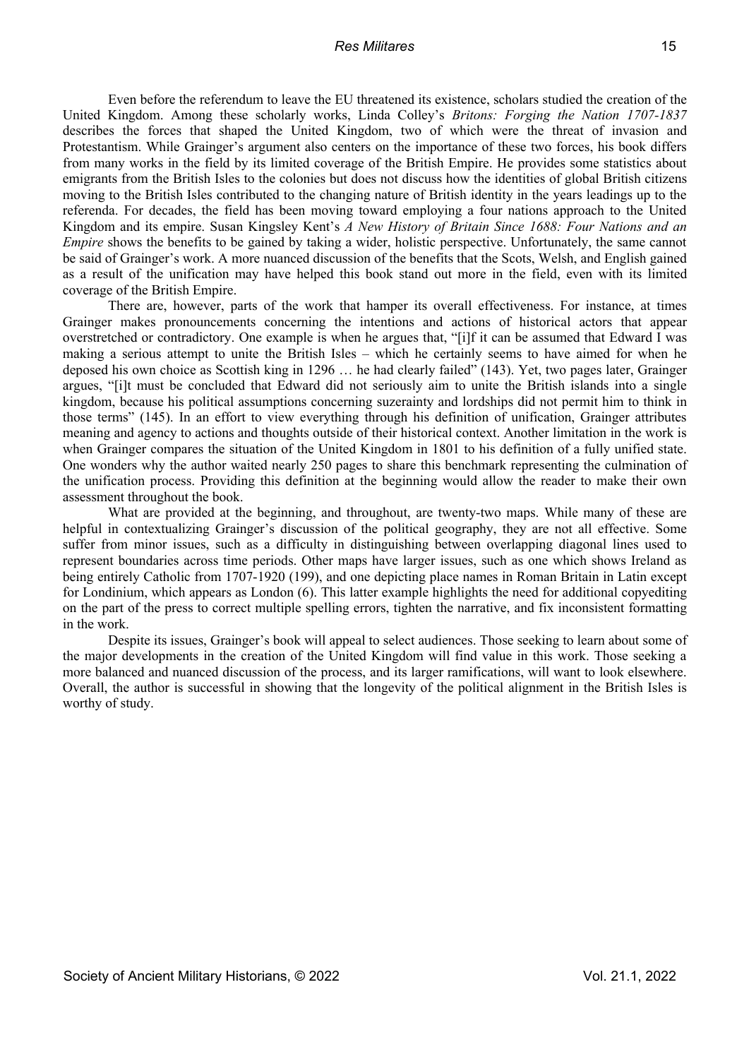Even before the referendum to leave the EU threatened its existence, scholars studied the creation of the United Kingdom. Among these scholarly works, Linda Colley's *Britons: Forging the Nation 1707-1837* describes the forces that shaped the United Kingdom, two of which were the threat of invasion and Protestantism. While Grainger's argument also centers on the importance of these two forces, his book differs from many works in the field by its limited coverage of the British Empire. He provides some statistics about emigrants from the British Isles to the colonies but does not discuss how the identities of global British citizens moving to the British Isles contributed to the changing nature of British identity in the years leadings up to the referenda. For decades, the field has been moving toward employing a four nations approach to the United Kingdom and its empire. Susan Kingsley Kent's *A New History of Britain Since 1688: Four Nations and an Empire* shows the benefits to be gained by taking a wider, holistic perspective. Unfortunately, the same cannot be said of Grainger's work. A more nuanced discussion of the benefits that the Scots, Welsh, and English gained as a result of the unification may have helped this book stand out more in the field, even with its limited coverage of the British Empire.

There are, however, parts of the work that hamper its overall effectiveness. For instance, at times Grainger makes pronouncements concerning the intentions and actions of historical actors that appear overstretched or contradictory. One example is when he argues that, "[i]f it can be assumed that Edward I was making a serious attempt to unite the British Isles – which he certainly seems to have aimed for when he deposed his own choice as Scottish king in 1296 … he had clearly failed" (143). Yet, two pages later, Grainger argues, "[i]t must be concluded that Edward did not seriously aim to unite the British islands into a single kingdom, because his political assumptions concerning suzerainty and lordships did not permit him to think in those terms" (145). In an effort to view everything through his definition of unification, Grainger attributes meaning and agency to actions and thoughts outside of their historical context. Another limitation in the work is when Grainger compares the situation of the United Kingdom in 1801 to his definition of a fully unified state. One wonders why the author waited nearly 250 pages to share this benchmark representing the culmination of the unification process. Providing this definition at the beginning would allow the reader to make their own assessment throughout the book.

What are provided at the beginning, and throughout, are twenty-two maps. While many of these are helpful in contextualizing Grainger's discussion of the political geography, they are not all effective. Some suffer from minor issues, such as a difficulty in distinguishing between overlapping diagonal lines used to represent boundaries across time periods. Other maps have larger issues, such as one which shows Ireland as being entirely Catholic from 1707-1920 (199), and one depicting place names in Roman Britain in Latin except for Londinium, which appears as London (6). This latter example highlights the need for additional copyediting on the part of the press to correct multiple spelling errors, tighten the narrative, and fix inconsistent formatting in the work.

Despite its issues, Grainger's book will appeal to select audiences. Those seeking to learn about some of the major developments in the creation of the United Kingdom will find value in this work. Those seeking a more balanced and nuanced discussion of the process, and its larger ramifications, will want to look elsewhere. Overall, the author is successful in showing that the longevity of the political alignment in the British Isles is worthy of study.